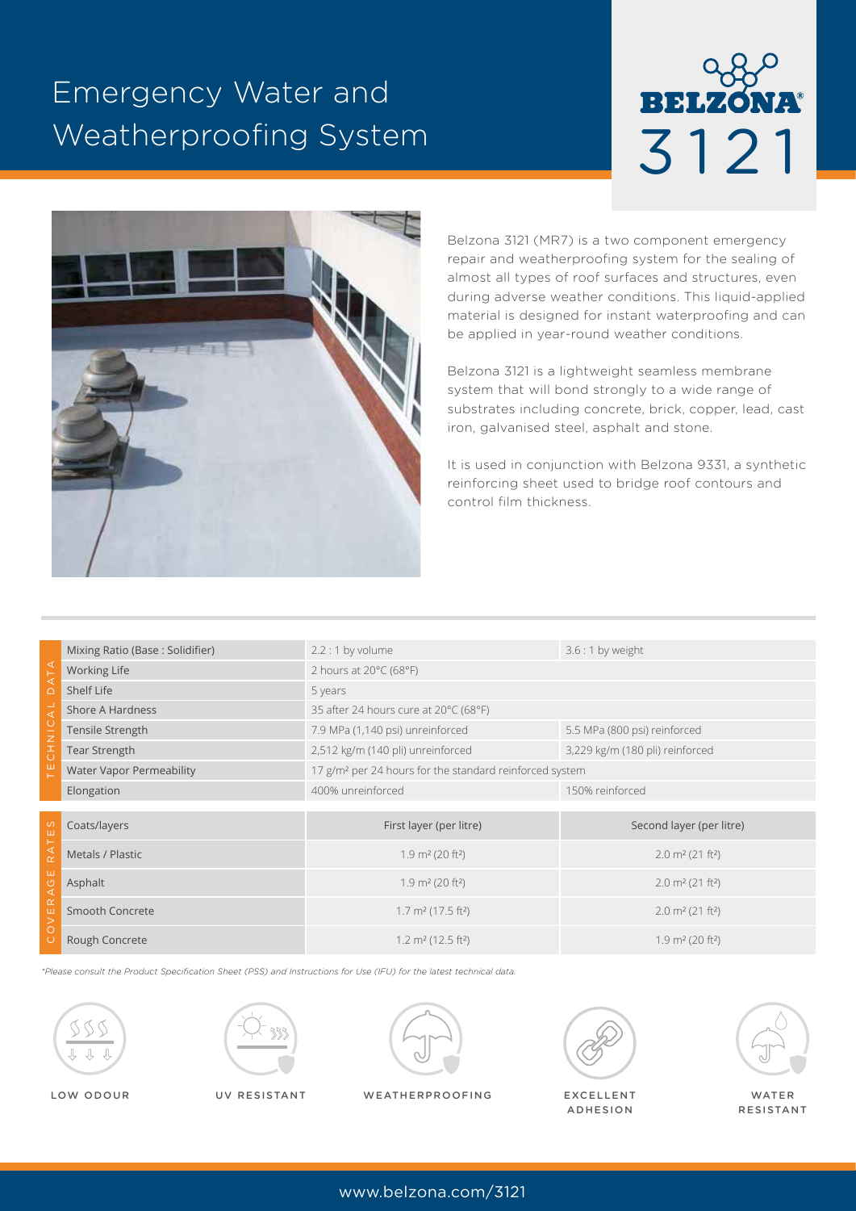# Emergency Water and Weatherproofing System

**BELZONA 3121**

Belzona 3121 (MR7) is a two component emergency repair and weatherproofing system for the sealing of almost all types of roof surfaces and structures, even during adverse weather conditions. This liquid-applied material is designed for instant waterproofing and can be applied in year-round weather conditions.

Belzona 3121 is a lightweight seamless membrane system that will bond strongly to a wide range of substrates including concrete, brick, copper, lead, cast iron, galvanised steel, asphalt and stone.

It is used in conjunction with Belzona 9331, a synthetic reinforcing sheet used to bridge roof contours and control film thickness.

## Technical Data

| Property | | |
|---|---|---|
| Mixing Ratio (Base : Solidifier) | 2.2 : 1 by volume | 3.6 : 1 by weight |
| Working Life | 2 hours at 20°C (68°F) | |
| Shelf Life | 5 years | |
| Shore A Hardness | 35 after 24 hours cure at 20°C (68°F) | |
| Tensile Strength | 7.9 MPa (1,140 psi) unreinforced | 5.5 MPa (800 psi) reinforced |
| Tear Strength | 2,512 kg/m (140 pli) unreinforced | 3,229 kg/m (180 pli) reinforced |
| Water Vapor Permeability | 17 g/m² per 24 hours for the standard reinforced system | |
| Elongation | 400% unreinforced | 150% reinforced |

## Coverage Rates

| Coats/layers | First layer (per litre) | Second layer (per litre) |
|---|---|---|
| Metals / Plastic | 1.9 m² (20 ft²) | 2.0 m² (21 ft²) |
| Asphalt | 1.9 m² (20 ft²) | 2.0 m² (21 ft²) |
| Smooth Concrete | 1.7 m² (17.5 ft²) | 2.0 m² (21 ft²) |
| Rough Concrete | 1.2 m² (12.5 ft²) | 1.9 m² (20 ft²) |

*\*Please consult the Product Specification Sheet (PSS) and Instructions for Use (IFU) for the latest technical data.*

LOW ODOUR | UV RESISTANT | WEATHERPROOFING | EXCELLENT ADHESION | WATER RESISTANT

www.belzona.com/3121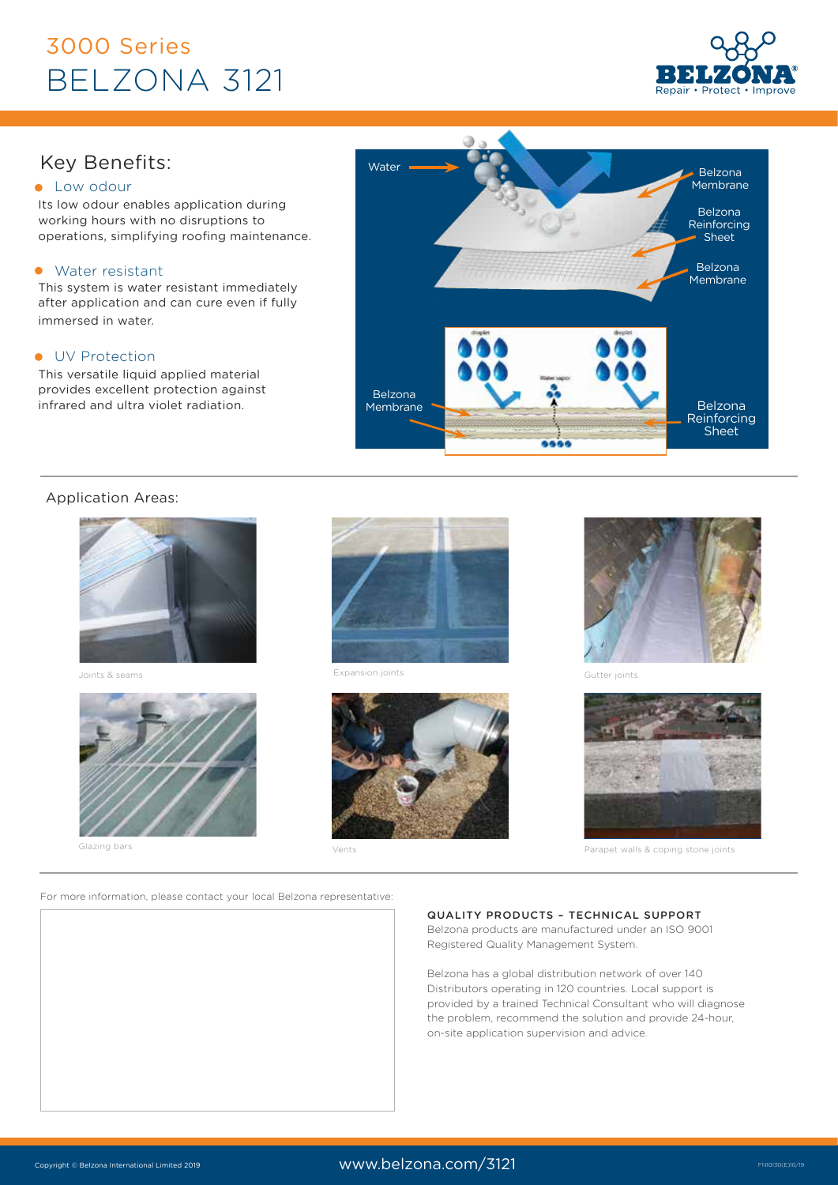# 3000 Series
# BELZONA 3121

## Key Benefits:

- **Low odour**

  Its low odour enables application during working hours with no disruptions to operations, simplifying roofing maintenance.

- **Water resistant**

  This system is water resistant immediately after application and can cure even if fully immersed in water.

- **UV Protection**

  This versatile liquid applied material provides excellent protection against infrared and ultra violet radiation.

Water
Belzona Membrane
Belzona Reinforcing Sheet
Belzona Membrane
Belzona Membrane
Belzona Reinforcing Sheet

## Application Areas:

Joints & seams

Expansion joints

Gutter joints

Glazing bars

Vents

Parapet walls & coping stone joints

For more information, please contact your local Belzona representative:

**QUALITY PRODUCTS – TECHNICAL SUPPORT**

Belzona products are manufactured under an ISO 9001 Registered Quality Management System.

Belzona has a global distribution network of over 140 Distributors operating in 120 countries. Local support is provided by a trained Technical Consultant who will diagnose the problem, recommend the solution and provide 24-hour, on-site application supervision and advice.

Copyright © Belzona International Limited 2019

www.belzona.com/3121

FN10130(E)10/19